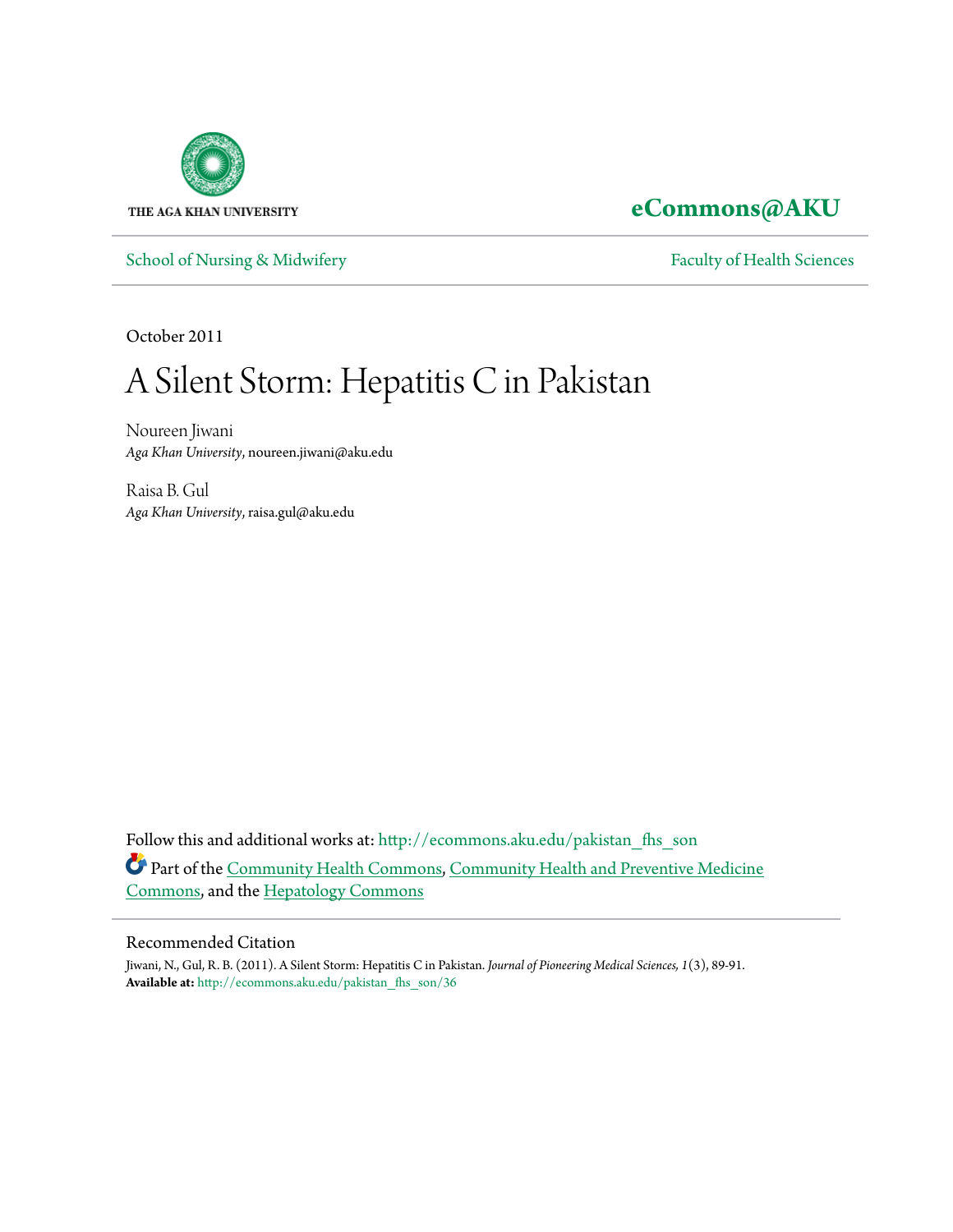THE AGA KHAN UNIVERSITY

**eCommons@AKU**

School of Nursing & Midwifery | Faculty of Health Sciences

October 2011

# A Silent Storm: Hepatitis C in Pakistan

Noureen Jiwani
*Aga Khan University*, noureen.jiwani@aku.edu

Raisa B. Gul
*Aga Khan University*, raisa.gul@aku.edu

Follow this and additional works at: http://ecommons.aku.edu/pakistan_fhs_son

Part of the Community Health Commons, Community Health and Preventive Medicine Commons, and the Hepatology Commons

## Recommended Citation

Jiwani, N., Gul, R. B. (2011). A Silent Storm: Hepatitis C in Pakistan. *Journal of Pioneering Medical Sciences, 1*(3), 89-91.
**Available at:** http://ecommons.aku.edu/pakistan_fhs_son/36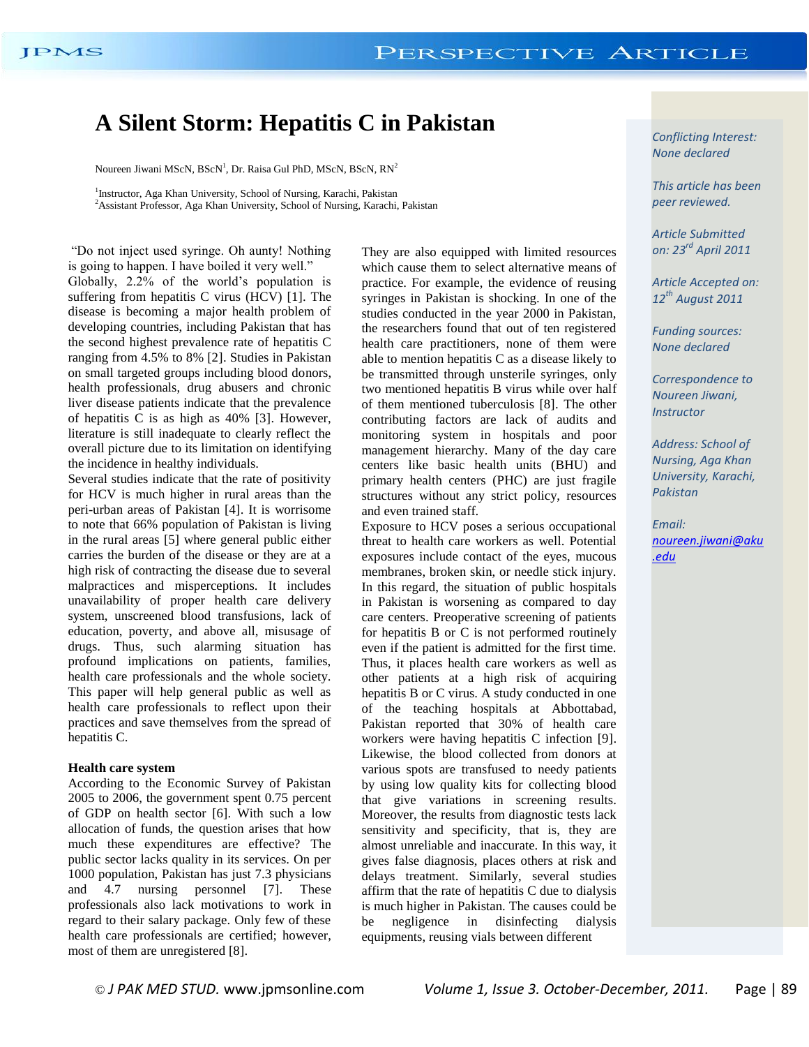# A Silent Storm: Hepatitis C in Pakistan

Noureen Jiwani MScN, BScN[1], Dr. Raisa Gul PhD, MScN, BScN, RN[2]

[1]Instructor, Aga Khan University, School of Nursing, Karachi, Pakistan
[2]Assistant Professor, Aga Khan University, School of Nursing, Karachi, Pakistan

*Conflicting Interest: None declared*

*This article has been peer reviewed.*

*Article Submitted on: 23rd April 2011*

*Article Accepted on: 12th August 2011*

*Funding sources: None declared*

*Correspondence to Noureen Jiwani, Instructor*

*Address: School of Nursing, Aga Khan University, Karachi, Pakistan*

*Email: noureen.jiwani@aku.edu*

"Do not inject used syringe. Oh aunty! Nothing is going to happen. I have boiled it very well."

Globally, 2.2% of the world's population is suffering from hepatitis C virus (HCV) [1]. The disease is becoming a major health problem of developing countries, including Pakistan that has the second highest prevalence rate of hepatitis C ranging from 4.5% to 8% [2]. Studies in Pakistan on small targeted groups including blood donors, health professionals, drug abusers and chronic liver disease patients indicate that the prevalence of hepatitis C is as high as 40% [3]. However, literature is still inadequate to clearly reflect the overall picture due to its limitation on identifying the incidence in healthy individuals.

Several studies indicate that the rate of positivity for HCV is much higher in rural areas than the peri-urban areas of Pakistan [4]. It is worrisome to note that 66% population of Pakistan is living in the rural areas [5] where general public either carries the burden of the disease or they are at a high risk of contracting the disease due to several malpractices and misperceptions. It includes unavailability of proper health care delivery system, unscreened blood transfusions, lack of education, poverty, and above all, misusage of drugs. Thus, such alarming situation has profound implications on patients, families, health care professionals and the whole society. This paper will help general public as well as health care professionals to reflect upon their practices and save themselves from the spread of hepatitis C.

## Health care system

According to the Economic Survey of Pakistan 2005 to 2006, the government spent 0.75 percent of GDP on health sector [6]. With such a low allocation of funds, the question arises that how much these expenditures are effective? The public sector lacks quality in its services. On per 1000 population, Pakistan has just 7.3 physicians and 4.7 nursing personnel [7]. These professionals also lack motivations to work in regard to their salary package. Only few of these health care professionals are certified; however, most of them are unregistered [8]. They are also equipped with limited resources which cause them to select alternative means of practice. For example, the evidence of reusing syringes in Pakistan is shocking. In one of the studies conducted in the year 2000 in Pakistan, the researchers found that out of ten registered health care practitioners, none of them were able to mention hepatitis C as a disease likely to be transmitted through unsterile syringes, only two mentioned hepatitis B virus while over half of them mentioned tuberculosis [8]. The other contributing factors are lack of audits and monitoring system in hospitals and poor management hierarchy. Many of the day care centers like basic health units (BHU) and primary health centers (PHC) are just fragile structures without any strict policy, resources and even trained staff.

Exposure to HCV poses a serious occupational threat to health care workers as well. Potential exposures include contact of the eyes, mucous membranes, broken skin, or needle stick injury. In this regard, the situation of public hospitals in Pakistan is worsening as compared to day care centers. Preoperative screening of patients for hepatitis B or C is not performed routinely even if the patient is admitted for the first time. Thus, it places health care workers as well as other patients at a high risk of acquiring hepatitis B or C virus. A study conducted in one of the teaching hospitals at Abbottabad, Pakistan reported that 30% of health care workers were having hepatitis C infection [9]. Likewise, the blood collected from donors at various spots are transfused to needy patients by using low quality kits for collecting blood that give variations in screening results. Moreover, the results from diagnostic tests lack sensitivity and specificity, that is, they are almost unreliable and inaccurate. In this way, it gives false diagnosis, places others at risk and delays treatment. Similarly, several studies affirm that the rate of hepatitis C due to dialysis is much higher in Pakistan. The causes could be be negligence in disinfecting dialysis equipments, reusing vials between different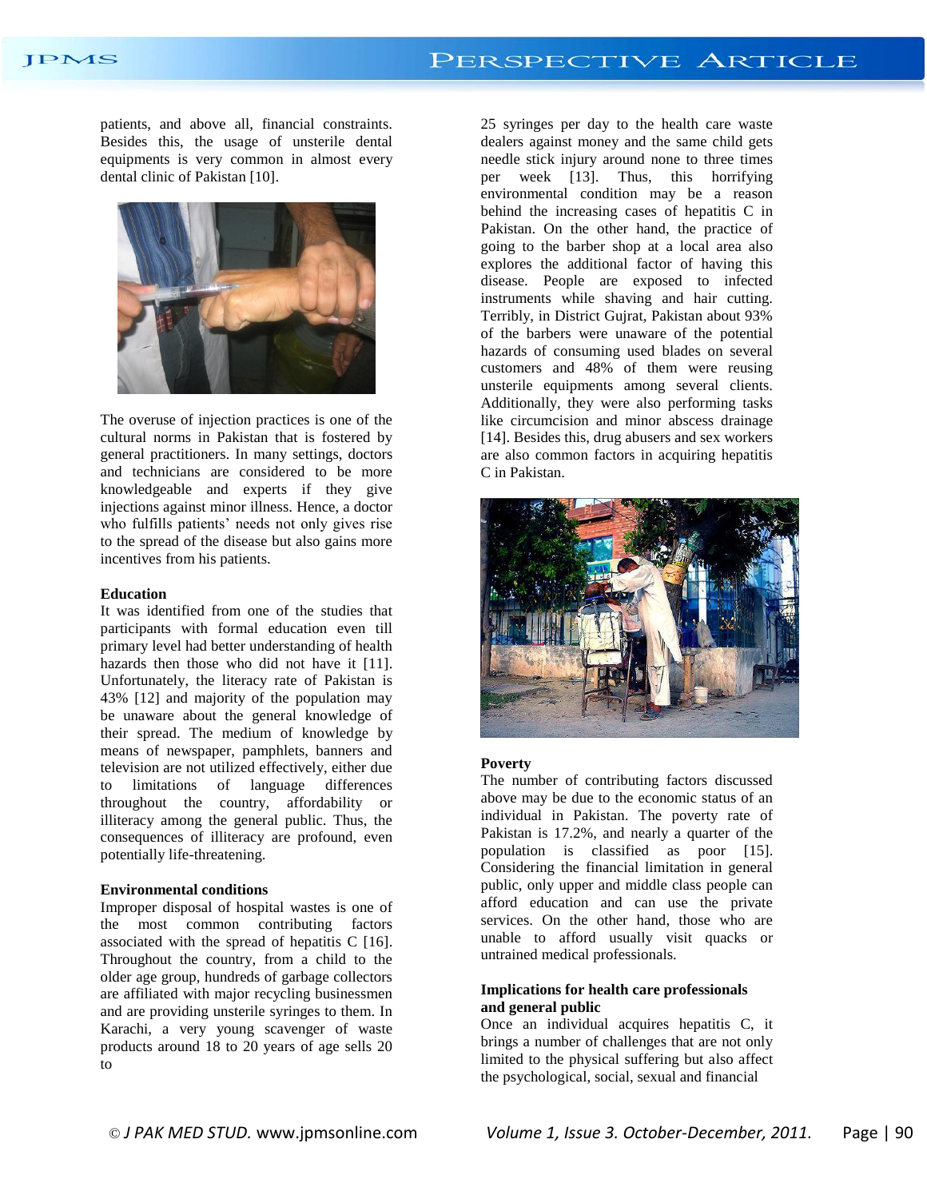patients, and above all, financial constraints. Besides this, the usage of unsterile dental equipments is very common in almost every dental clinic of Pakistan [10].

The overuse of injection practices is one of the cultural norms in Pakistan that is fostered by general practitioners. In many settings, doctors and technicians are considered to be more knowledgeable and experts if they give injections against minor illness. Hence, a doctor who fulfills patients' needs not only gives rise to the spread of the disease but also gains more incentives from his patients.

**Education**

It was identified from one of the studies that participants with formal education even till primary level had better understanding of health hazards then those who did not have it [11]. Unfortunately, the literacy rate of Pakistan is 43% [12] and majority of the population may be unaware about the general knowledge of their spread. The medium of knowledge by means of newspaper, pamphlets, banners and television are not utilized effectively, either due to limitations of language differences throughout the country, affordability or illiteracy among the general public. Thus, the consequences of illiteracy are profound, even potentially life-threatening.

**Environmental conditions**

Improper disposal of hospital wastes is one of the most common contributing factors associated with the spread of hepatitis C [16]. Throughout the country, from a child to the older age group, hundreds of garbage collectors are affiliated with major recycling businessmen and are providing unsterile syringes to them. In Karachi, a very young scavenger of waste products around 18 to 20 years of age sells 20 to 25 syringes per day to the health care waste dealers against money and the same child gets needle stick injury around none to three times per week [13]. Thus, this horrifying environmental condition may be a reason behind the increasing cases of hepatitis C in Pakistan. On the other hand, the practice of going to the barber shop at a local area also explores the additional factor of having this disease. People are exposed to infected instruments while shaving and hair cutting. Terribly, in District Gujrat, Pakistan about 93% of the barbers were unaware of the potential hazards of consuming used blades on several customers and 48% of them were reusing unsterile equipments among several clients. Additionally, they were also performing tasks like circumcision and minor abscess drainage [14]. Besides this, drug abusers and sex workers are also common factors in acquiring hepatitis C in Pakistan.

**Poverty**

The number of contributing factors discussed above may be due to the economic status of an individual in Pakistan. The poverty rate of Pakistan is 17.2%, and nearly a quarter of the population is classified as poor [15]. Considering the financial limitation in general public, only upper and middle class people can afford education and can use the private services. On the other hand, those who are unable to afford usually visit quacks or untrained medical professionals.

**Implications for health care professionals and general public**

Once an individual acquires hepatitis C, it brings a number of challenges that are not only limited to the physical suffering but also affect the psychological, social, sexual and financial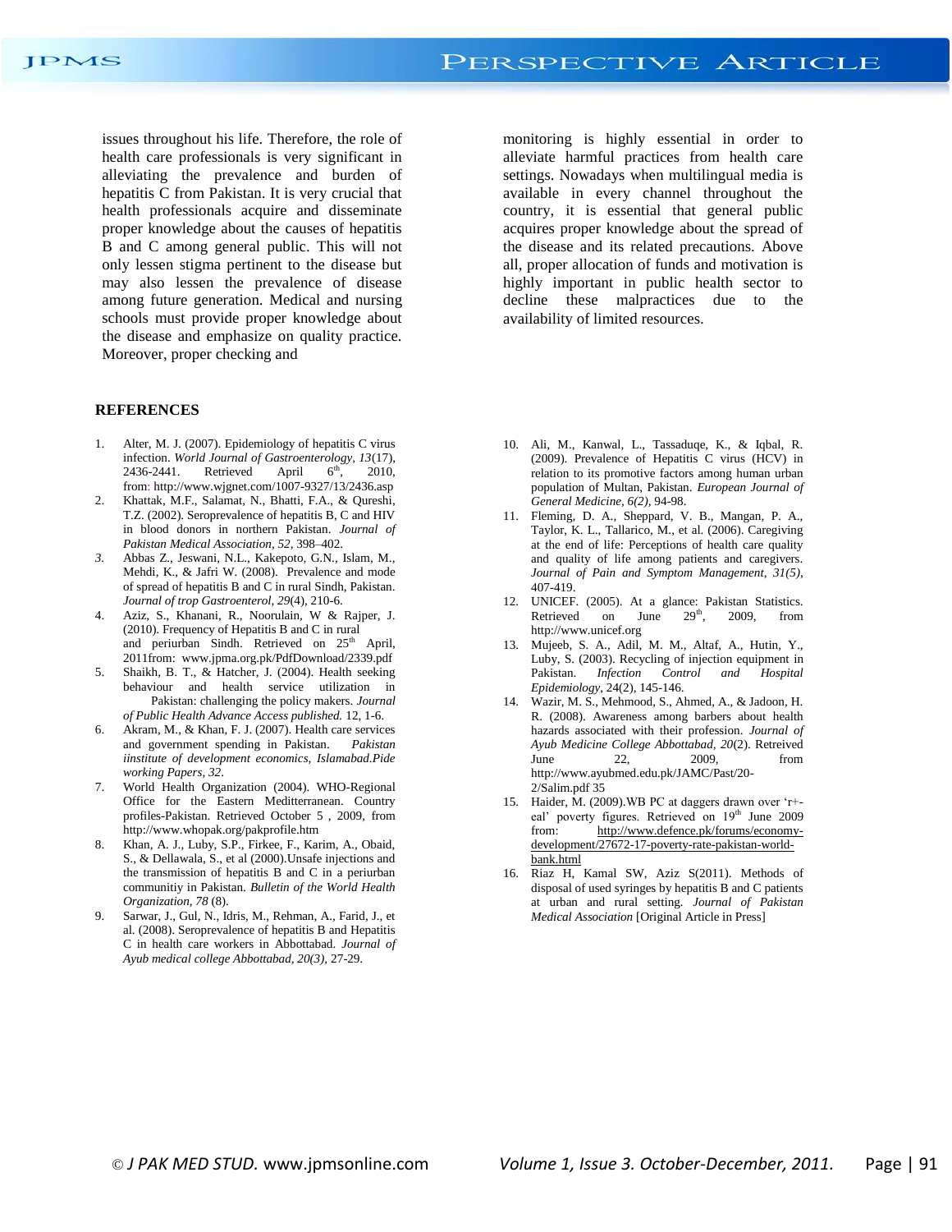issues throughout his life. Therefore, the role of health care professionals is very significant in alleviating the prevalence and burden of hepatitis C from Pakistan. It is very crucial that health professionals acquire and disseminate proper knowledge about the causes of hepatitis B and C among general public. This will not only lessen stigma pertinent to the disease but may also lessen the prevalence of disease among future generation. Medical and nursing schools must provide proper knowledge about the disease and emphasize on quality practice. Moreover, proper checking and monitoring is highly essential in order to alleviate harmful practices from health care settings. Nowadays when multilingual media is available in every channel throughout the country, it is essential that general public acquires proper knowledge about the spread of the disease and its related precautions. Above all, proper allocation of funds and motivation is highly important in public health sector to decline these malpractices due to the availability of limited resources.

## REFERENCES

1. Alter, M. J. (2007). Epidemiology of hepatitis C virus infection. *World Journal of Gastroenterology*, *13*(17), 2436-2441. Retrieved April 6th, 2010, from: http://www.wjgnet.com/1007-9327/13/2436.asp
2. Khattak, M.F., Salamat, N., Bhatti, F.A., & Qureshi, T.Z. (2002). Seroprevalence of hepatitis B, C and HIV in blood donors in northern Pakistan. *Journal of Pakistan Medical Association*, *52*, 398–402.
3. Abbas Z., Jeswani, N.L., Kakepoto, G.N., Islam, M., Mehdi, K., & Jafri W. (2008). Prevalence and mode of spread of hepatitis B and C in rural Sindh, Pakistan. *Journal of trop Gastroenterol, 29*(4), 210-6.
4. Aziz, S., Khanani, R., Noorulain, W & Rajper, J. (2010). Frequency of Hepatitis B and C in rural and periurban Sindh. Retrieved on 25th April, 2011from: www.jpma.org.pk/PdfDownload/2339.pdf
5. Shaikh, B. T., & Hatcher, J. (2004). Health seeking behaviour and health service utilization in Pakistan: challenging the policy makers. *Journal of Public Health Advance Access published.* 12, 1-6.
6. Akram, M., & Khan, F. J. (2007). Health care services and government spending in Pakistan. *Pakistan iinstitute of development economics, Islamabad.Pide working Papers, 32*.
7. World Health Organization (2004). WHO-Regional Office for the Eastern Meditterranean. Country profiles-Pakistan. Retrieved October 5 , 2009, from http://www.whopak.org/pakprofile.htm
8. Khan, A. J., Luby, S.P., Firkee, F., Karim, A., Obaid, S., & Dellawala, S., et al (2000).Unsafe injections and the transmission of hepatitis B and C in a periurban communitiy in Pakistan. *Bulletin of the World Health Organization, 78* (8).
9. Sarwar, J., Gul, N., Idris, M., Rehman, A., Farid, J., et al. (2008). Seroprevalence of hepatitis B and Hepatitis C in health care workers in Abbottabad. *Journal of Ayub medical college Abbottabad, 20(3),* 27-29.
10. Ali, M., Kanwal, L., Tassaduqe, K., & Iqbal, R. (2009). Prevalence of Hepatitis C virus (HCV) in relation to its promotive factors among human urban population of Multan, Pakistan. *European Journal of General Medicine, 6(2),* 94-98.
11. Fleming, D. A., Sheppard, V. B., Mangan, P. A., Taylor, K. L., Tallarico, M., et al. (2006). Caregiving at the end of life: Perceptions of health care quality and quality of life among patients and caregivers. *Journal of Pain and Symptom Management, 31(5),* 407-419.
12. UNICEF. (2005). At a glance: Pakistan Statistics. Retrieved on June 29th, 2009, from http://www.unicef.org
13. Mujeeb, S. A., Adil, M. M., Altaf, A., Hutin, Y., Luby, S. (2003). Recycling of injection equipment in Pakistan. *Infection Control and Hospital Epidemiology,* 24(2), 145-146.
14. Wazir, M. S., Mehmood, S., Ahmed, A., & Jadoon, H. R. (2008). Awareness among barbers about health hazards associated with their profession. *Journal of Ayub Medicine College Abbottabad, 20*(2). Retreived June 22, 2009, from http://www.ayubmed.edu.pk/JAMC/Past/20-2/Salim.pdf 35
15. Haider, M. (2009).WB PC at daggers drawn over 'r+-eal' poverty figures. Retrieved on 19th June 2009 from: http://www.defence.pk/forums/economy-development/27672-17-poverty-rate-pakistan-world-bank.html
16. Riaz H, Kamal SW, Aziz S(2011). Methods of disposal of used syringes by hepatitis B and C patients at urban and rural setting. *Journal of Pakistan Medical Association* [Original Article in Press]